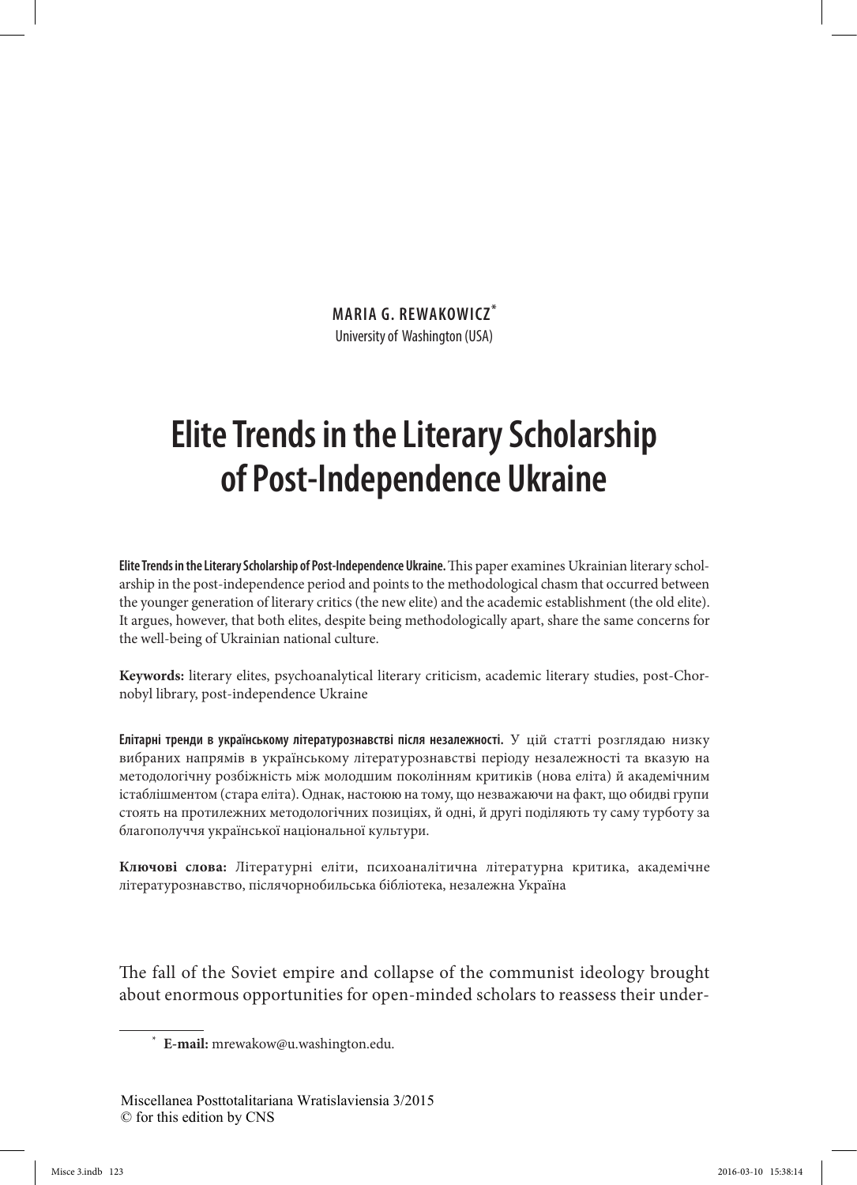**MARIA G. REWAKOWICZ**[*]
University of Washington (USA)

# Elite Trends in the Literary Scholarship of Post-Independence Ukraine

**Elite Trends in the Literary Scholarship of Post-Independence Ukraine.** This paper examines Ukrainian literary scholarship in the post-independence period and points to the methodological chasm that occurred between the younger generation of literary critics (the new elite) and the academic establishment (the old elite). It argues, however, that both elites, despite being methodologically apart, share the same concerns for the well-being of Ukrainian national culture.

**Keywords:** literary elites, psychoanalytical literary criticism, academic literary studies, post-Chornobyl library, post-independence Ukraine

**Елітарні тренди в українському літературознавстві після незалежності.** У цій статті розглядаю низку вибраних напрямів в українському літературознавстві періоду незалежності та вказую на методологічну розбіжність між молодшим поколінням критиків (нова еліта) й академічним істаблішментом (стара еліта). Однак, настоюю на тому, що незважаючи на факт, що обидві групи стоять на протилежних методологічних позиціях, й одні, й другі поділяють ту саму турботу за благополуччя української національної культури.

**Ключові слова:** Літературні еліти, психоаналітична літературна критика, академічне літературознавство, післячорнобильська бібліотека, незалежна Україна

The fall of the Soviet empire and collapse of the communist ideology brought about enormous opportunities for open-minded scholars to reassess their under-

[*] **E-mail:** mrewakow@u.washington.edu.

Miscellanea Posttotalitariana Wratislaviensia 3/2015
© for this edition by CNS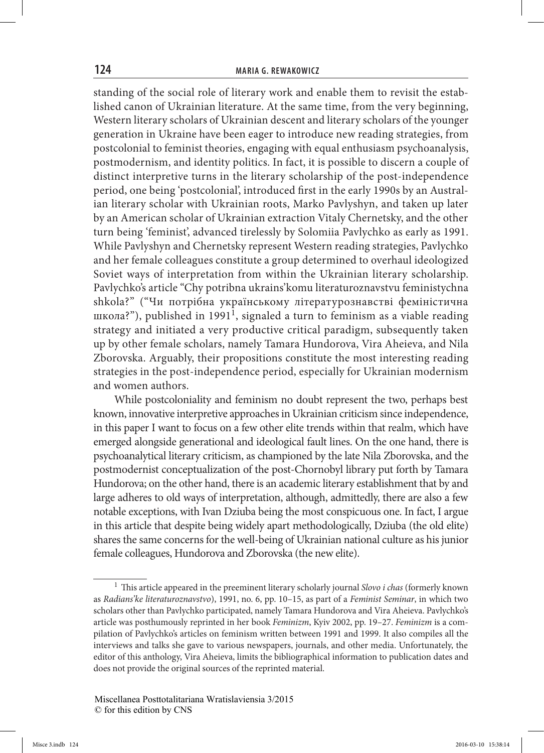standing of the social role of literary work and enable them to revisit the established canon of Ukrainian literature. At the same time, from the very beginning, Western literary scholars of Ukrainian descent and literary scholars of the younger generation in Ukraine have been eager to introduce new reading strategies, from postcolonial to feminist theories, engaging with equal enthusiasm psychoanalysis, postmodernism, and identity politics. In fact, it is possible to discern a couple of distinct interpretive turns in the literary scholarship of the post-independence period, one being 'postcolonial', introduced first in the early 1990s by an Australian literary scholar with Ukrainian roots, Marko Pavlyshyn, and taken up later by an American scholar of Ukrainian extraction Vitaly Chernetsky, and the other turn being 'feminist', advanced tirelessly by Solomiia Pavlychko as early as 1991. While Pavlyshyn and Chernetsky represent Western reading strategies, Pavlychko and her female colleagues constitute a group determined to overhaul ideologized Soviet ways of interpretation from within the Ukrainian literary scholarship. Pavlychko's article "Chy potribna ukrains'komu literaturoznavstvu feministychna shkola?" ("Чи потрібна українському літературознавстві феміністична школа?"), published in 1991[1], signaled a turn to feminism as a viable reading strategy and initiated a very productive critical paradigm, subsequently taken up by other female scholars, namely Tamara Hundorova, Vira Aheieva, and Nila Zborovska. Arguably, their propositions constitute the most interesting reading strategies in the post-independence period, especially for Ukrainian modernism and women authors.

While postcoloniality and feminism no doubt represent the two, perhaps best known, innovative interpretive approaches in Ukrainian criticism since independence, in this paper I want to focus on a few other elite trends within that realm, which have emerged alongside generational and ideological fault lines. On the one hand, there is psychoanalytical literary criticism, as championed by the late Nila Zborovska, and the postmodernist conceptualization of the post-Chornobyl library put forth by Tamara Hundorova; on the other hand, there is an academic literary establishment that by and large adheres to old ways of interpretation, although, admittedly, there are also a few notable exceptions, with Ivan Dziuba being the most conspicuous one. In fact, I argue in this article that despite being widely apart methodologically, Dziuba (the old elite) shares the same concerns for the well-being of Ukrainian national culture as his junior female colleagues, Hundorova and Zborovska (the new elite).

[1] This article appeared in the preeminent literary scholarly journal *Slovo i chas* (formerly known as *Radians'ke literaturoznavstvo*), 1991, no. 6, pp. 10–15, as part of a *Feminist Seminar*, in which two scholars other than Pavlychko participated, namely Tamara Hundorova and Vira Aheieva. Pavlychko's article was posthumously reprinted in her book *Feminizm*, Kyiv 2002, pp. 19–27. *Feminizm* is a compilation of Pavlychko's articles on feminism written between 1991 and 1999. It also compiles all the interviews and talks she gave to various newspapers, journals, and other media. Unfortunately, the editor of this anthology, Vira Aheieva, limits the bibliographical information to publication dates and does not provide the original sources of the reprinted material.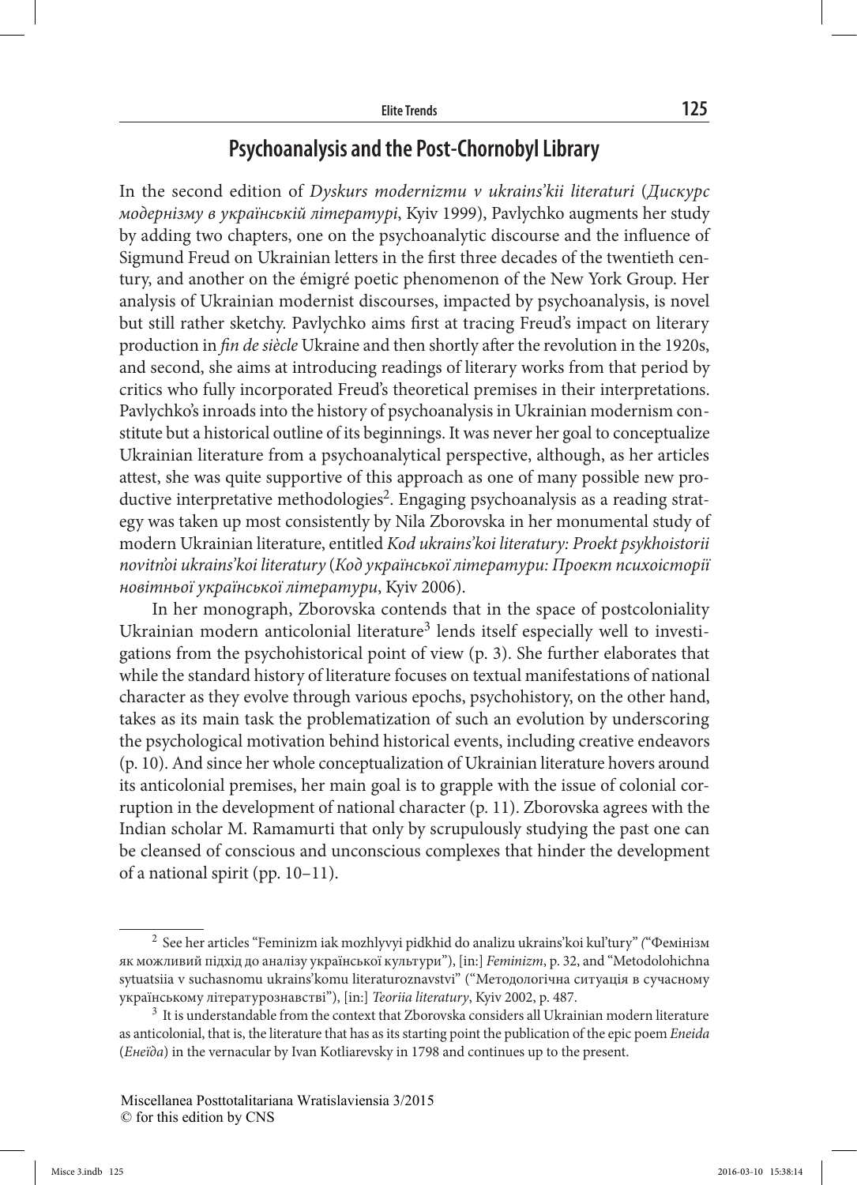## Psychoanalysis and the Post-Chornobyl Library

In the second edition of *Dyskurs modernizmu v ukrains'kii literaturi* (*Дискурс модернізму в українській літературі*, Kyiv 1999), Pavlychko augments her study by adding two chapters, one on the psychoanalytic discourse and the influence of Sigmund Freud on Ukrainian letters in the first three decades of the twentieth century, and another on the émigré poetic phenomenon of the New York Group. Her analysis of Ukrainian modernist discourses, impacted by psychoanalysis, is novel but still rather sketchy. Pavlychko aims first at tracing Freud's impact on literary production in *fin de siècle* Ukraine and then shortly after the revolution in the 1920s, and second, she aims at introducing readings of literary works from that period by critics who fully incorporated Freud's theoretical premises in their interpretations. Pavlychko's inroads into the history of psychoanalysis in Ukrainian modernism constitute but a historical outline of its beginnings. It was never her goal to conceptualize Ukrainian literature from a psychoanalytical perspective, although, as her articles attest, she was quite supportive of this approach as one of many possible new productive interpretative methodologies[2]. Engaging psychoanalysis as a reading strategy was taken up most consistently by Nila Zborovska in her monumental study of modern Ukrainian literature, entitled *Kod ukrains'koi literatury: Proekt psykhoistorii novitn'oi ukrains'koi literatury* (*Код української літератури: Проект психоісторії новітньої української літератури*, Kyiv 2006).

In her monograph, Zborovska contends that in the space of postcoloniality Ukrainian modern anticolonial literature[3] lends itself especially well to investigations from the psychohistorical point of view (p. 3). She further elaborates that while the standard history of literature focuses on textual manifestations of national character as they evolve through various epochs, psychohistory, on the other hand, takes as its main task the problematization of such an evolution by underscoring the psychological motivation behind historical events, including creative endeavors (p. 10). And since her whole conceptualization of Ukrainian literature hovers around its anticolonial premises, her main goal is to grapple with the issue of colonial corruption in the development of national character (p. 11). Zborovska agrees with the Indian scholar M. Ramamurti that only by scrupulously studying the past one can be cleansed of conscious and unconscious complexes that hinder the development of a national spirit (pp. 10–11).

---

[2] See her articles "Feminizm iak mozhlyvyi pidkhid do analizu ukrains'koi kul'tury" ("Фемінізм як можливий підхід до аналізу української культури"), [in:] *Feminizm*, p. 32, and "Metodolohichna sytuatsiia v suchasnomu ukrains'komu literaturoznavstvi" ("Методологічна ситуація в сучасному українському літературознавстві"), [in:] *Teoriia literatury*, Kyiv 2002, p. 487.

[3] It is understandable from the context that Zborovska considers all Ukrainian modern literature as anticolonial, that is, the literature that has as its starting point the publication of the epic poem *Eneida* (*Енеїда*) in the vernacular by Ivan Kotliarevsky in 1798 and continues up to the present.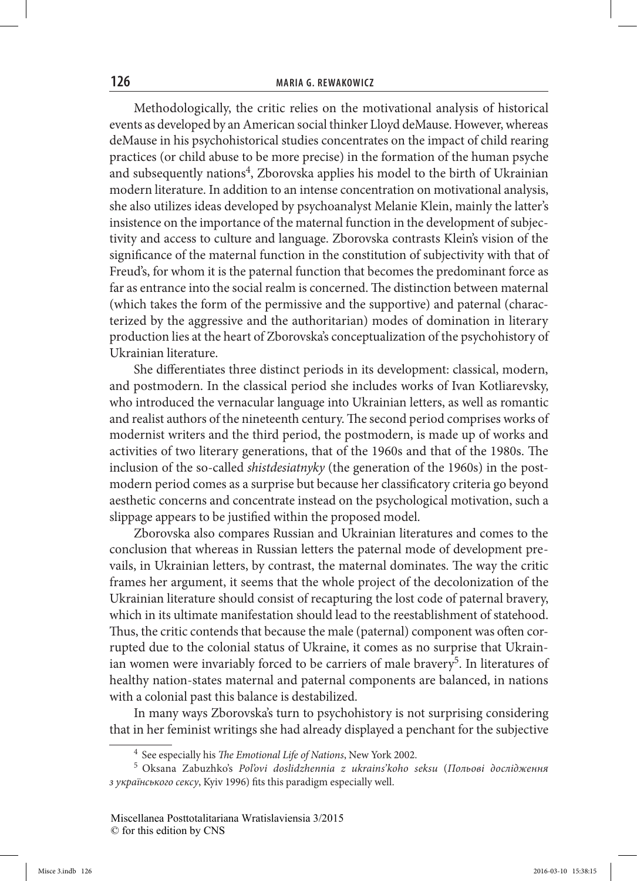Methodologically, the critic relies on the motivational analysis of historical events as developed by an American social thinker Lloyd deMause. However, whereas deMause in his psychohistorical studies concentrates on the impact of child rearing practices (or child abuse to be more precise) in the formation of the human psyche and subsequently nations[4], Zborovska applies his model to the birth of Ukrainian modern literature. In addition to an intense concentration on motivational analysis, she also utilizes ideas developed by psychoanalyst Melanie Klein, mainly the latter's insistence on the importance of the maternal function in the development of subjectivity and access to culture and language. Zborovska contrasts Klein's vision of the significance of the maternal function in the constitution of subjectivity with that of Freud's, for whom it is the paternal function that becomes the predominant force as far as entrance into the social realm is concerned. The distinction between maternal (which takes the form of the permissive and the supportive) and paternal (characterized by the aggressive and the authoritarian) modes of domination in literary production lies at the heart of Zborovska's conceptualization of the psychohistory of Ukrainian literature.

She differentiates three distinct periods in its development: classical, modern, and postmodern. In the classical period she includes works of Ivan Kotliarevsky, who introduced the vernacular language into Ukrainian letters, as well as romantic and realist authors of the nineteenth century. The second period comprises works of modernist writers and the third period, the postmodern, is made up of works and activities of two literary generations, that of the 1960s and that of the 1980s. The inclusion of the so-called *shistdesiatnyky* (the generation of the 1960s) in the postmodern period comes as a surprise but because her classificatory criteria go beyond aesthetic concerns and concentrate instead on the psychological motivation, such a slippage appears to be justified within the proposed model.

Zborovska also compares Russian and Ukrainian literatures and comes to the conclusion that whereas in Russian letters the paternal mode of development prevails, in Ukrainian letters, by contrast, the maternal dominates. The way the critic frames her argument, it seems that the whole project of the decolonization of the Ukrainian literature should consist of recapturing the lost code of paternal bravery, which in its ultimate manifestation should lead to the reestablishment of statehood. Thus, the critic contends that because the male (paternal) component was often corrupted due to the colonial status of Ukraine, it comes as no surprise that Ukrainian women were invariably forced to be carriers of male bravery[5]. In literatures of healthy nation-states maternal and paternal components are balanced, in nations with a colonial past this balance is destabilized.

In many ways Zborovska's turn to psychohistory is not surprising considering that in her feminist writings she had already displayed a penchant for the subjective

---

[4] See especially his *The Emotional Life of Nations*, New York 2002.

[5] Oksana Zabuzhko's *Pol'ovi doslidzhennia z ukrains'koho seksu* (*Польові дослідження з українського сексу*, Kyiv 1996) fits this paradigm especially well.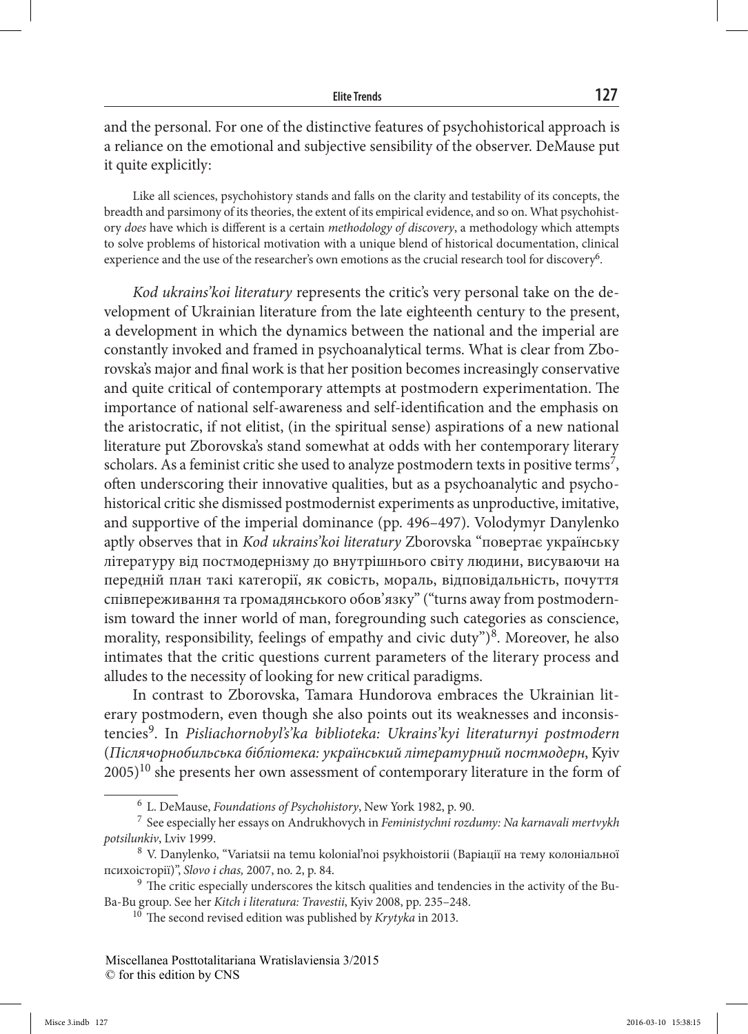and the personal. For one of the distinctive features of psychohistorical approach is a reliance on the emotional and subjective sensibility of the observer. DeMause put it quite explicitly:

> Like all sciences, psychohistory stands and falls on the clarity and testability of its concepts, the breadth and parsimony of its theories, the extent of its empirical evidence, and so on. What psychohistory *does* have which is different is a certain *methodology of discovery*, a methodology which attempts to solve problems of historical motivation with a unique blend of historical documentation, clinical experience and the use of the researcher's own emotions as the crucial research tool for discovery[6].

*Kod ukrains'koi literatury* represents the critic's very personal take on the development of Ukrainian literature from the late eighteenth century to the present, a development in which the dynamics between the national and the imperial are constantly invoked and framed in psychoanalytical terms. What is clear from Zborovska's major and final work is that her position becomes increasingly conservative and quite critical of contemporary attempts at postmodern experimentation. The importance of national self-awareness and self-identification and the emphasis on the aristocratic, if not elitist, (in the spiritual sense) aspirations of a new national literature put Zborovska's stand somewhat at odds with her contemporary literary scholars. As a feminist critic she used to analyze postmodern texts in positive terms[7], often underscoring their innovative qualities, but as a psychoanalytic and psychohistorical critic she dismissed postmodernist experiments as unproductive, imitative, and supportive of the imperial dominance (pp. 496–497). Volodymyr Danylenko aptly observes that in *Kod ukrains'koi literatury* Zborovska "повертає українську літературу від постмодернізму до внутрішнього світу людини, висуваючи на передній план такі категорії, як совість, мораль, відповідальність, почуття співпереживання та громадянського обов'язку" ("turns away from postmodernism toward the inner world of man, foregrounding such categories as conscience, morality, responsibility, feelings of empathy and civic duty")[8]. Moreover, he also intimates that the critic questions current parameters of the literary process and alludes to the necessity of looking for new critical paradigms.

In contrast to Zborovska, Tamara Hundorova embraces the Ukrainian literary postmodern, even though she also points out its weaknesses and inconsistencies[9]. In *Pisliachornobyl's'ka biblioteka: Ukrains'kyi literaturnyi postmodern* (*Післячорнобильська бібліотека: український літературний постмодерн*, Kyiv 2005)[10] she presents her own assessment of contemporary literature in the form of

---

[6] L. DeMause, *Foundations of Psychohistory*, New York 1982, p. 90.

[7] See especially her essays on Andrukhovych in *Feministychni rozdumy: Na karnavali mertvykh potsilunkiv*, Lviv 1999.

[8] V. Danylenko, "Variatsii na temu kolonial'noi psykhoistorii (Варіації на тему колоніальної психоісторії)", *Slovo i chas,* 2007, no. 2, p. 84.

[9] The critic especially underscores the kitsch qualities and tendencies in the activity of the Bu-Ba-Bu group. See her *Kitch i literatura: Travestii*, Kyiv 2008, pp. 235–248.

[10] The second revised edition was published by *Krytyka* in 2013.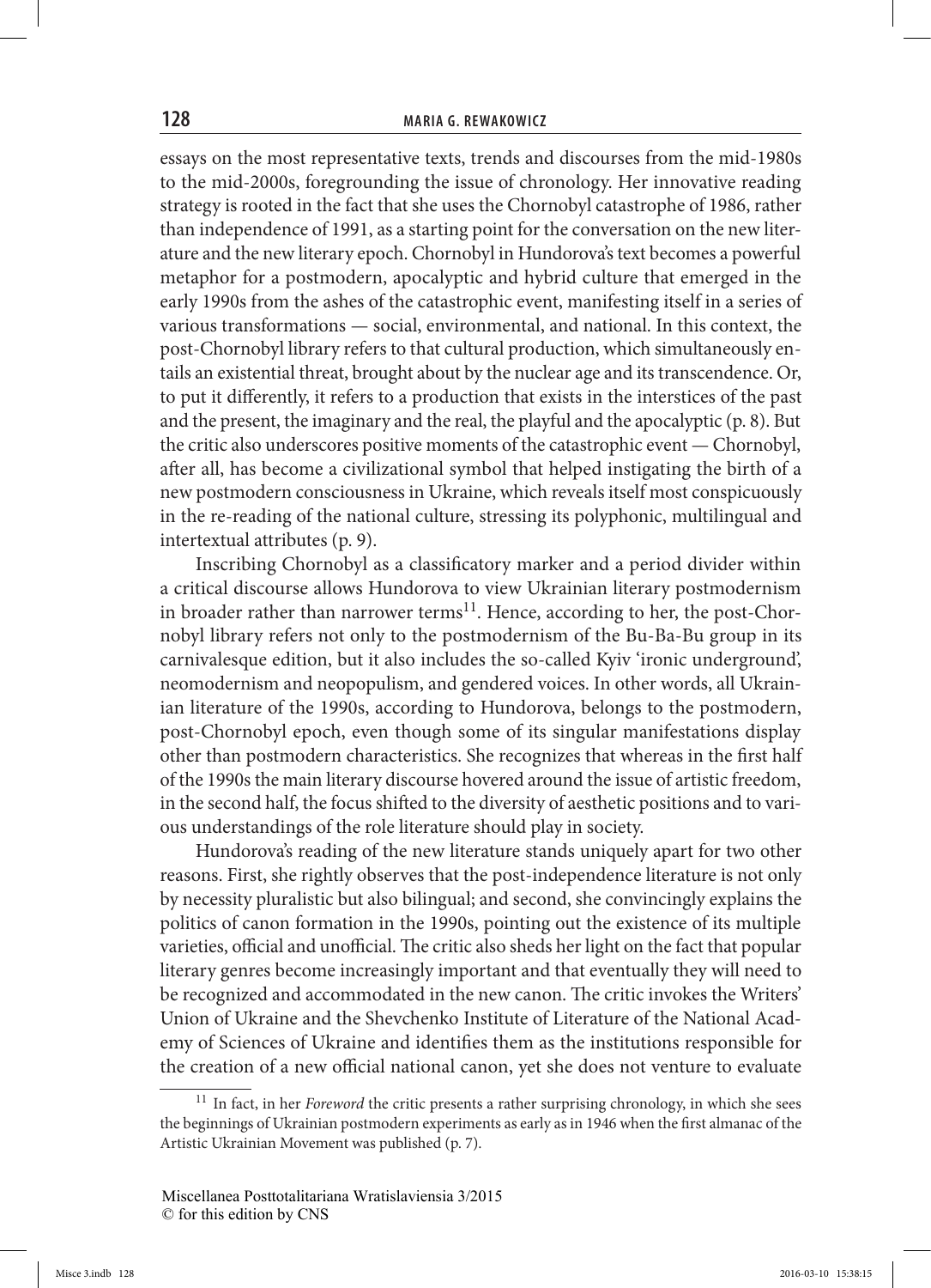essays on the most representative texts, trends and discourses from the mid-1980s to the mid-2000s, foregrounding the issue of chronology. Her innovative reading strategy is rooted in the fact that she uses the Chornobyl catastrophe of 1986, rather than independence of 1991, as a starting point for the conversation on the new literature and the new literary epoch. Chornobyl in Hundorova's text becomes a powerful metaphor for a postmodern, apocalyptic and hybrid culture that emerged in the early 1990s from the ashes of the catastrophic event, manifesting itself in a series of various transformations — social, environmental, and national. In this context, the post-Chornobyl library refers to that cultural production, which simultaneously entails an existential threat, brought about by the nuclear age and its transcendence. Or, to put it differently, it refers to a production that exists in the interstices of the past and the present, the imaginary and the real, the playful and the apocalyptic (p. 8). But the critic also underscores positive moments of the catastrophic event — Chornobyl, after all, has become a civilizational symbol that helped instigating the birth of a new postmodern consciousness in Ukraine, which reveals itself most conspicuously in the re-reading of the national culture, stressing its polyphonic, multilingual and intertextual attributes (p. 9).

Inscribing Chornobyl as a classificatory marker and a period divider within a critical discourse allows Hundorova to view Ukrainian literary postmodernism in broader rather than narrower terms[11]. Hence, according to her, the post-Chornobyl library refers not only to the postmodernism of the Bu-Ba-Bu group in its carnivalesque edition, but it also includes the so-called Kyiv 'ironic underground', neomodernism and neopopulism, and gendered voices. In other words, all Ukrainian literature of the 1990s, according to Hundorova, belongs to the postmodern, post-Chornobyl epoch, even though some of its singular manifestations display other than postmodern characteristics. She recognizes that whereas in the first half of the 1990s the main literary discourse hovered around the issue of artistic freedom, in the second half, the focus shifted to the diversity of aesthetic positions and to various understandings of the role literature should play in society.

Hundorova's reading of the new literature stands uniquely apart for two other reasons. First, she rightly observes that the post-independence literature is not only by necessity pluralistic but also bilingual; and second, she convincingly explains the politics of canon formation in the 1990s, pointing out the existence of its multiple varieties, official and unofficial. The critic also sheds her light on the fact that popular literary genres become increasingly important and that eventually they will need to be recognized and accommodated in the new canon. The critic invokes the Writers' Union of Ukraine and the Shevchenko Institute of Literature of the National Academy of Sciences of Ukraine and identifies them as the institutions responsible for the creation of a new official national canon, yet she does not venture to evaluate

---

[11] In fact, in her *Foreword* the critic presents a rather surprising chronology, in which she sees the beginnings of Ukrainian postmodern experiments as early as in 1946 when the first almanac of the Artistic Ukrainian Movement was published (p. 7).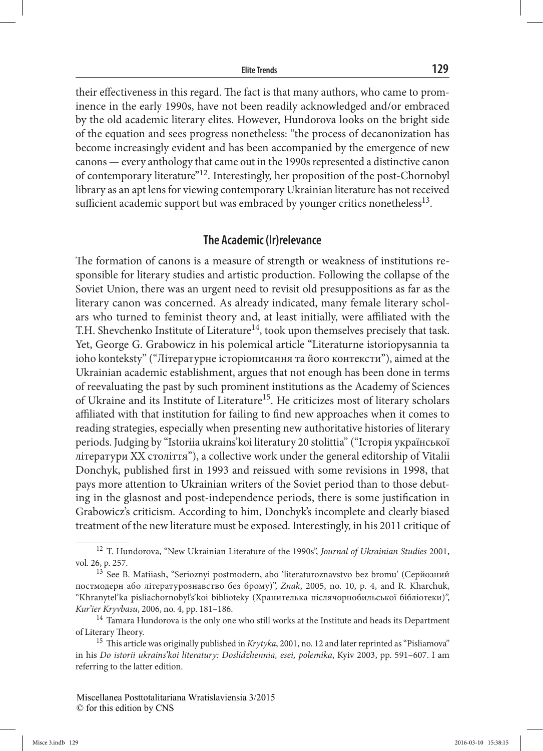their effectiveness in this regard. The fact is that many authors, who came to prominence in the early 1990s, have not been readily acknowledged and/or embraced by the old academic literary elites. However, Hundorova looks on the bright side of the equation and sees progress nonetheless: "the process of decanonization has become increasingly evident and has been accompanied by the emergence of new canons — every anthology that came out in the 1990s represented a distinctive canon of contemporary literature"[12]. Interestingly, her proposition of the post-Chornobyl library as an apt lens for viewing contemporary Ukrainian literature has not received sufficient academic support but was embraced by younger critics nonetheless[13].

## The Academic (Ir)relevance

The formation of canons is a measure of strength or weakness of institutions responsible for literary studies and artistic production. Following the collapse of the Soviet Union, there was an urgent need to revisit old presuppositions as far as the literary canon was concerned. As already indicated, many female literary scholars who turned to feminist theory and, at least initially, were affiliated with the T.H. Shevchenko Institute of Literature[14], took upon themselves precisely that task. Yet, George G. Grabowicz in his polemical article "Literaturne istoriopysannia ta ioho konteksty" ("Літературне історіописання та його контексти"), aimed at the Ukrainian academic establishment, argues that not enough has been done in terms of reevaluating the past by such prominent institutions as the Academy of Sciences of Ukraine and its Institute of Literature[15]. He criticizes most of literary scholars affiliated with that institution for failing to find new approaches when it comes to reading strategies, especially when presenting new authoritative histories of literary periods. Judging by "Istoriia ukrains'koi literatury 20 stolittia" ("Історія української літератури XX століття"), a collective work under the general editorship of Vitalii Donchyk, published first in 1993 and reissued with some revisions in 1998, that pays more attention to Ukrainian writers of the Soviet period than to those debuting in the glasnost and post-independence periods, there is some justification in Grabowicz's criticism. According to him, Donchyk's incomplete and clearly biased treatment of the new literature must be exposed. Interestingly, in his 2011 critique of

---

[12] T. Hundorova, "New Ukrainian Literature of the 1990s", *Journal of Ukrainian Studies* 2001, vol. 26, p. 257.

[13] See B. Matiiash, "Serioznyi postmodern, abo 'literaturoznavstvo bez bromu' (Серйозний постмодерн або літературознавство без брому)", *Znak*, 2005, no. 10, p. 4, and R. Kharchuk, "Khranytel'ka pisliachornobyl's'koi biblioteky (Хранителька післячорнобильської бібліотеки)", *Kur'ier Kryvbasu*, 2006, no. 4, pp. 181–186.

[14] Tamara Hundorova is the only one who still works at the Institute and heads its Department of Literary Theory.

[15] This article was originally published in *Krytyka*, 2001, no. 12 and later reprinted as "Pisliamova" in his *Do istorii ukrains'koi literatury: Doslidzhennia, esei, polemika*, Kyiv 2003, pp. 591–607. I am referring to the latter edition.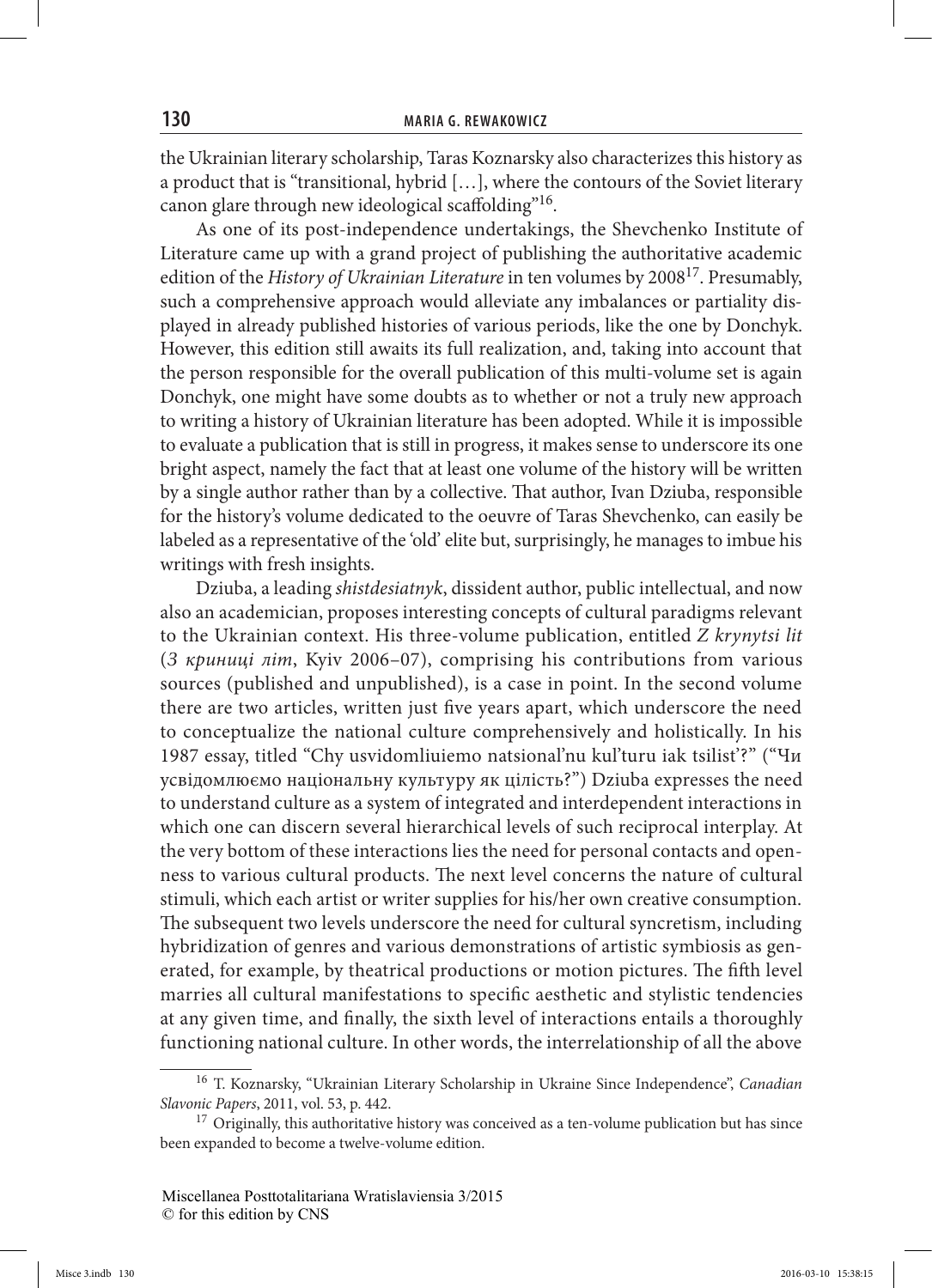the Ukrainian literary scholarship, Taras Koznarsky also characterizes this history as a product that is "transitional, hybrid […], where the contours of the Soviet literary canon glare through new ideological scaffolding"[16].

As one of its post-independence undertakings, the Shevchenko Institute of Literature came up with a grand project of publishing the authoritative academic edition of the *History of Ukrainian Literature* in ten volumes by 2008[17]. Presumably, such a comprehensive approach would alleviate any imbalances or partiality displayed in already published histories of various periods, like the one by Donchyk. However, this edition still awaits its full realization, and, taking into account that the person responsible for the overall publication of this multi-volume set is again Donchyk, one might have some doubts as to whether or not a truly new approach to writing a history of Ukrainian literature has been adopted. While it is impossible to evaluate a publication that is still in progress, it makes sense to underscore its one bright aspect, namely the fact that at least one volume of the history will be written by a single author rather than by a collective. That author, Ivan Dziuba, responsible for the history's volume dedicated to the oeuvre of Taras Shevchenko, can easily be labeled as a representative of the 'old' elite but, surprisingly, he manages to imbue his writings with fresh insights.

Dziuba, a leading *shistdesiatnyk*, dissident author, public intellectual, and now also an academician, proposes interesting concepts of cultural paradigms relevant to the Ukrainian context. His three-volume publication, entitled *Z krynytsi lit* (*З криниці літ*, Kyiv 2006–07), comprising his contributions from various sources (published and unpublished), is a case in point. In the second volume there are two articles, written just five years apart, which underscore the need to conceptualize the national culture comprehensively and holistically. In his 1987 essay, titled "Chy usvidomliuiemo natsional'nu kul'turu iak tsilist'?" ("Чи усвідомлюємо національну культуру як цілість?") Dziuba expresses the need to understand culture as a system of integrated and interdependent interactions in which one can discern several hierarchical levels of such reciprocal interplay. At the very bottom of these interactions lies the need for personal contacts and openness to various cultural products. The next level concerns the nature of cultural stimuli, which each artist or writer supplies for his/her own creative consumption. The subsequent two levels underscore the need for cultural syncretism, including hybridization of genres and various demonstrations of artistic symbiosis as generated, for example, by theatrical productions or motion pictures. The fifth level marries all cultural manifestations to specific aesthetic and stylistic tendencies at any given time, and finally, the sixth level of interactions entails a thoroughly functioning national culture. In other words, the interrelationship of all the above

---

[16] T. Koznarsky, "Ukrainian Literary Scholarship in Ukraine Since Independence", *Canadian Slavonic Papers*, 2011, vol. 53, p. 442.

[17] Originally, this authoritative history was conceived as a ten-volume publication but has since been expanded to become a twelve-volume edition.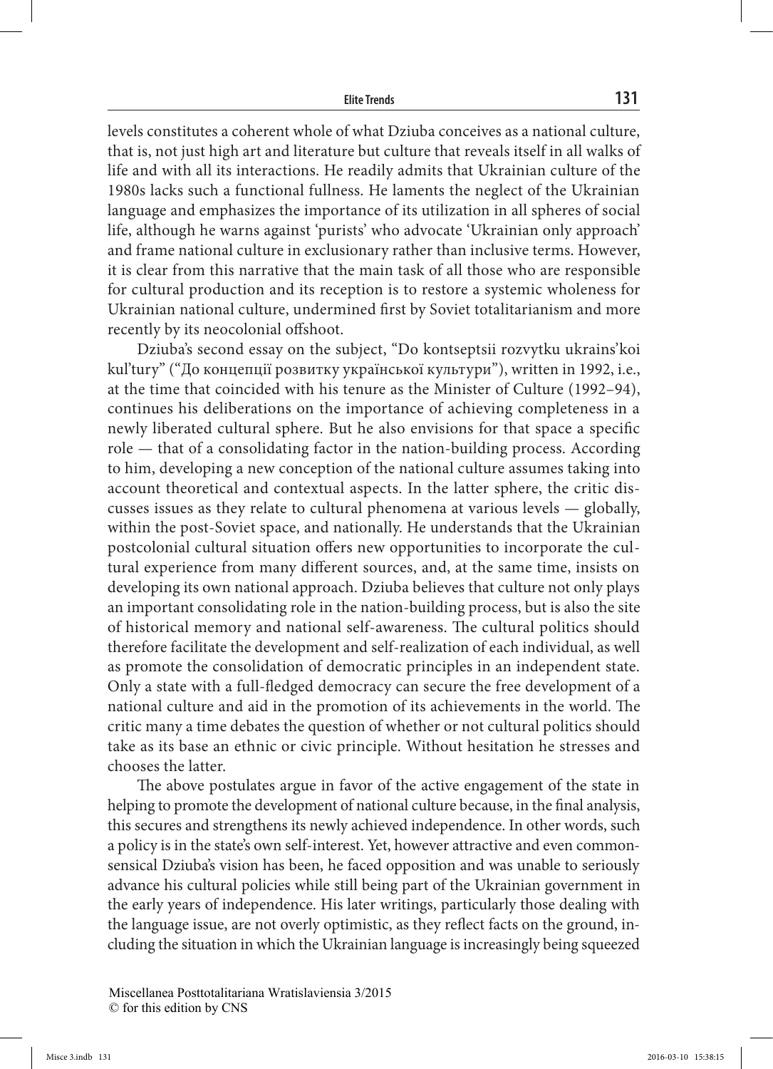levels constitutes a coherent whole of what Dziuba conceives as a national culture, that is, not just high art and literature but culture that reveals itself in all walks of life and with all its interactions. He readily admits that Ukrainian culture of the 1980s lacks such a functional fullness. He laments the neglect of the Ukrainian language and emphasizes the importance of its utilization in all spheres of social life, although he warns against 'purists' who advocate 'Ukrainian only approach' and frame national culture in exclusionary rather than inclusive terms. However, it is clear from this narrative that the main task of all those who are responsible for cultural production and its reception is to restore a systemic wholeness for Ukrainian national culture, undermined first by Soviet totalitarianism and more recently by its neocolonial offshoot.

Dziuba's second essay on the subject, "Do kontseptsii rozvytku ukrains'koi kul'tury" ("До концепції розвитку української культури"), written in 1992, i.e., at the time that coincided with his tenure as the Minister of Culture (1992–94), continues his deliberations on the importance of achieving completeness in a newly liberated cultural sphere. But he also envisions for that space a specific role — that of a consolidating factor in the nation-building process. According to him, developing a new conception of the national culture assumes taking into account theoretical and contextual aspects. In the latter sphere, the critic discusses issues as they relate to cultural phenomena at various levels — globally, within the post-Soviet space, and nationally. He understands that the Ukrainian postcolonial cultural situation offers new opportunities to incorporate the cultural experience from many different sources, and, at the same time, insists on developing its own national approach. Dziuba believes that culture not only plays an important consolidating role in the nation-building process, but is also the site of historical memory and national self-awareness. The cultural politics should therefore facilitate the development and self-realization of each individual, as well as promote the consolidation of democratic principles in an independent state. Only a state with a full-fledged democracy can secure the free development of a national culture and aid in the promotion of its achievements in the world. The critic many a time debates the question of whether or not cultural politics should take as its base an ethnic or civic principle. Without hesitation he stresses and chooses the latter.

The above postulates argue in favor of the active engagement of the state in helping to promote the development of national culture because, in the final analysis, this secures and strengthens its newly achieved independence. In other words, such a policy is in the state's own self-interest. Yet, however attractive and even commonsensical Dziuba's vision has been, he faced opposition and was unable to seriously advance his cultural policies while still being part of the Ukrainian government in the early years of independence. His later writings, particularly those dealing with the language issue, are not overly optimistic, as they reflect facts on the ground, including the situation in which the Ukrainian language is increasingly being squeezed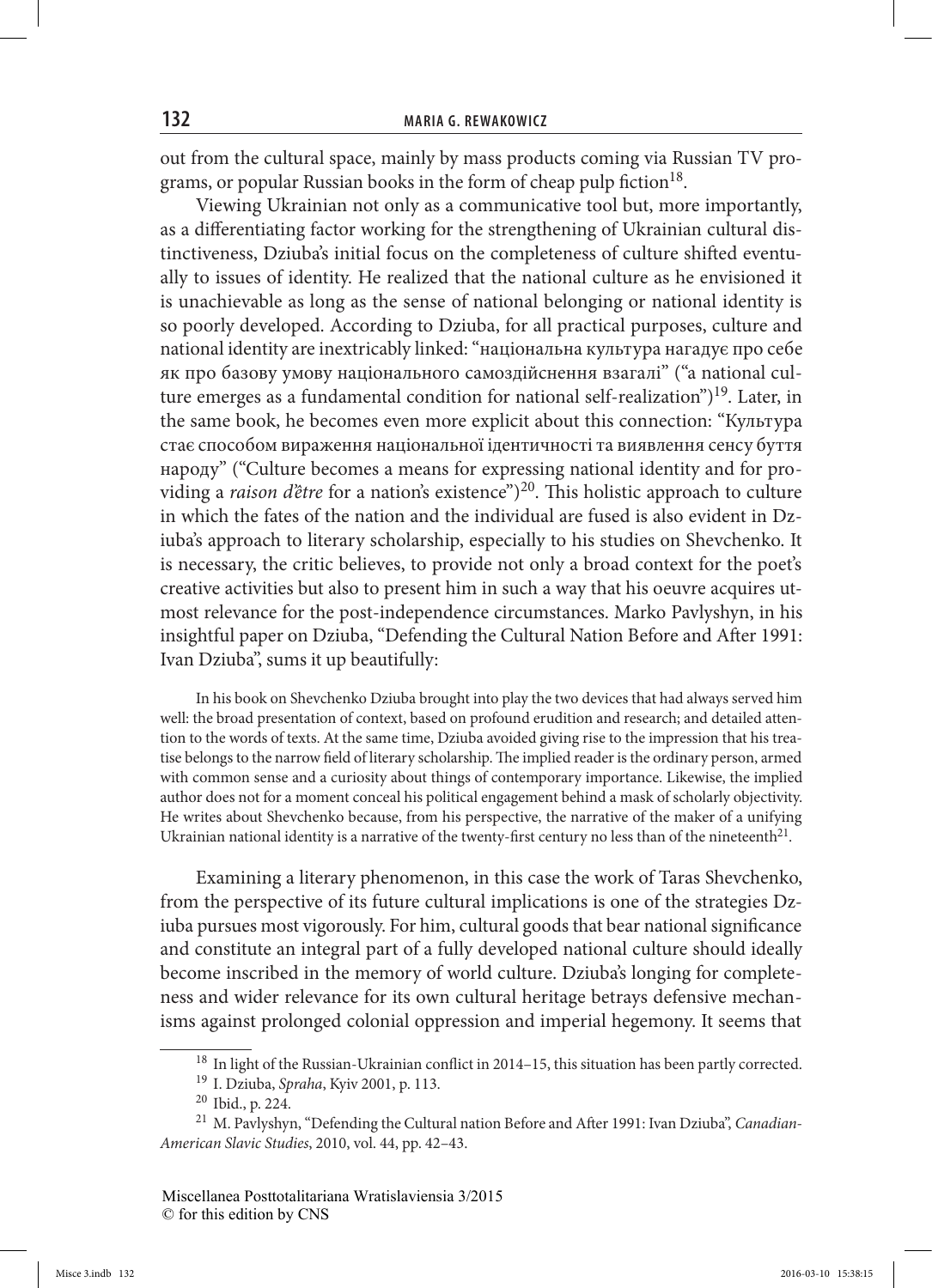out from the cultural space, mainly by mass products coming via Russian TV programs, or popular Russian books in the form of cheap pulp fiction[18].

Viewing Ukrainian not only as a communicative tool but, more importantly, as a differentiating factor working for the strengthening of Ukrainian cultural distinctiveness, Dziuba's initial focus on the completeness of culture shifted eventually to issues of identity. He realized that the national culture as he envisioned it is unachievable as long as the sense of national belonging or national identity is so poorly developed. According to Dziuba, for all practical purposes, culture and national identity are inextricably linked: "національна культура нагадує про себе як про базову умову національного самоздійснення взагалі" ("a national culture emerges as a fundamental condition for national self-realization")[19]. Later, in the same book, he becomes even more explicit about this connection: "Культура стає способом вираження національної ідентичності та виявлення сенсу буття народу" ("Culture becomes a means for expressing national identity and for providing a *raison d'être* for a nation's existence")[20]. This holistic approach to culture in which the fates of the nation and the individual are fused is also evident in Dziuba's approach to literary scholarship, especially to his studies on Shevchenko. It is necessary, the critic believes, to provide not only a broad context for the poet's creative activities but also to present him in such a way that his oeuvre acquires utmost relevance for the post-independence circumstances. Marko Pavlyshyn, in his insightful paper on Dziuba, "Defending the Cultural Nation Before and After 1991: Ivan Dziuba", sums it up beautifully:

> In his book on Shevchenko Dziuba brought into play the two devices that had always served him well: the broad presentation of context, based on profound erudition and research; and detailed attention to the words of texts. At the same time, Dziuba avoided giving rise to the impression that his treatise belongs to the narrow field of literary scholarship. The implied reader is the ordinary person, armed with common sense and a curiosity about things of contemporary importance. Likewise, the implied author does not for a moment conceal his political engagement behind a mask of scholarly objectivity. He writes about Shevchenko because, from his perspective, the narrative of the maker of a unifying Ukrainian national identity is a narrative of the twenty-first century no less than of the nineteenth[21].

Examining a literary phenomenon, in this case the work of Taras Shevchenko, from the perspective of its future cultural implications is one of the strategies Dziuba pursues most vigorously. For him, cultural goods that bear national significance and constitute an integral part of a fully developed national culture should ideally become inscribed in the memory of world culture. Dziuba's longing for completeness and wider relevance for its own cultural heritage betrays defensive mechanisms against prolonged colonial oppression and imperial hegemony. It seems that

---

[18] In light of the Russian-Ukrainian conflict in 2014–15, this situation has been partly corrected.

[19] I. Dziuba, *Spraha*, Kyiv 2001, p. 113.

[20] Ibid., p. 224.

[21] M. Pavlyshyn, "Defending the Cultural nation Before and After 1991: Ivan Dziuba", *Canadian-American Slavic Studies*, 2010, vol. 44, pp. 42–43.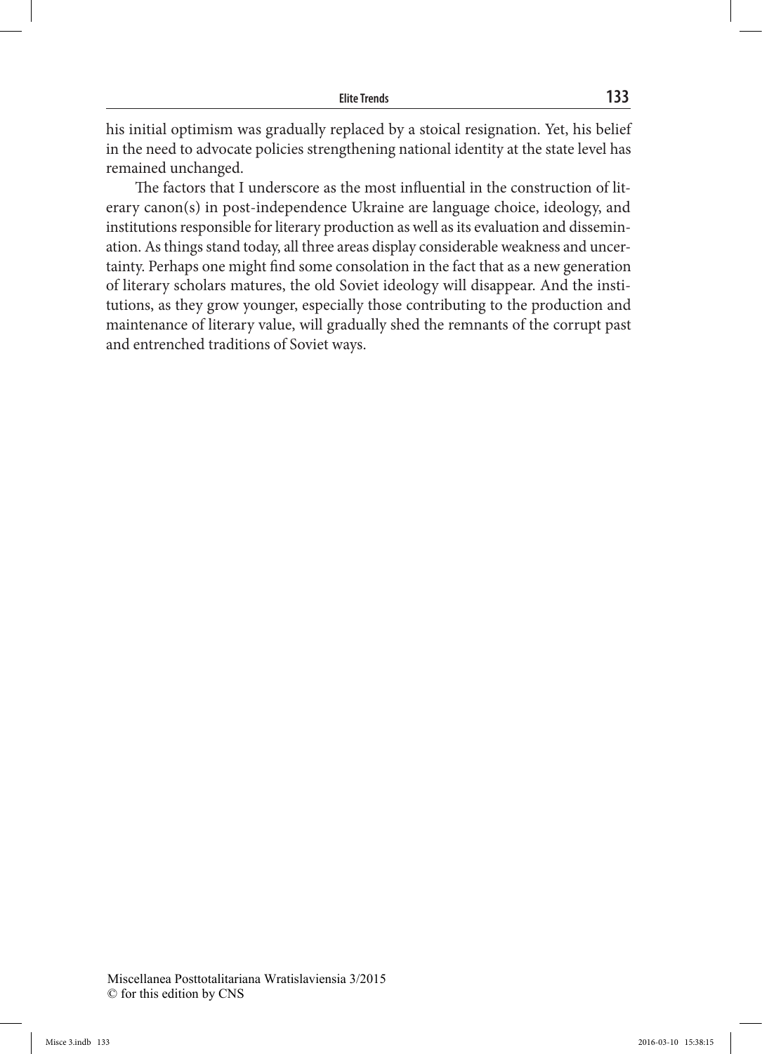his initial optimism was gradually replaced by a stoical resignation. Yet, his belief in the need to advocate policies strengthening national identity at the state level has remained unchanged.

The factors that I underscore as the most influential in the construction of literary canon(s) in post-independence Ukraine are language choice, ideology, and institutions responsible for literary production as well as its evaluation and dissemination. As things stand today, all three areas display considerable weakness and uncertainty. Perhaps one might find some consolation in the fact that as a new generation of literary scholars matures, the old Soviet ideology will disappear. And the institutions, as they grow younger, especially those contributing to the production and maintenance of literary value, will gradually shed the remnants of the corrupt past and entrenched traditions of Soviet ways.